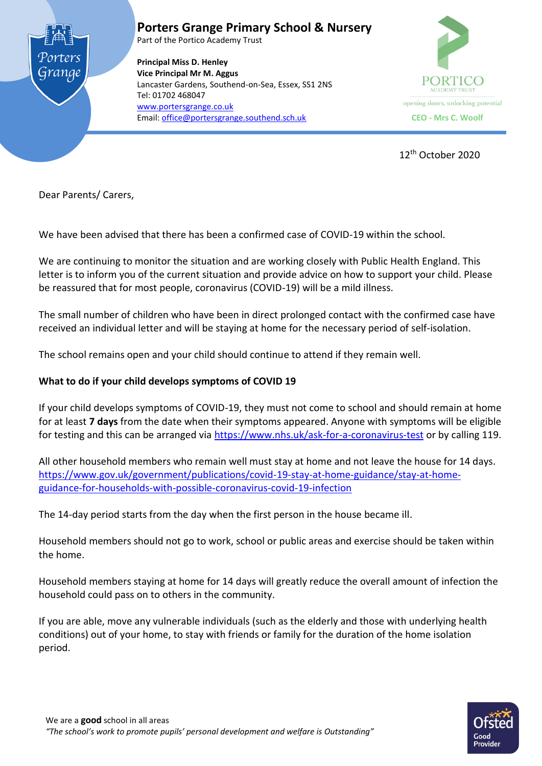# Porters Grange Primary School & Nursery

Part of the Portico Academy Trust

**Principal Miss D. Henley**
**Vice Principal Mr M. Aggus**
Lancaster Gardens, Southend-on-Sea, Essex, SS1 2NS
Tel: 01702 468047
www.portersgrange.co.uk
Email: office@portersgrange.southend.sch.uk

PORTICO ACADEMY TRUST
opening doors, unlocking potential
**CEO - Mrs C. Woolf**

12th October 2020

Dear Parents/ Carers,

We have been advised that there has been a confirmed case of COVID-19 within the school.

We are continuing to monitor the situation and are working closely with Public Health England. This letter is to inform you of the current situation and provide advice on how to support your child. Please be reassured that for most people, coronavirus (COVID-19) will be a mild illness.

The small number of children who have been in direct prolonged contact with the confirmed case have received an individual letter and will be staying at home for the necessary period of self-isolation.

The school remains open and your child should continue to attend if they remain well.

**What to do if your child develops symptoms of COVID 19**

If your child develops symptoms of COVID-19, they must not come to school and should remain at home for at least **7 days** from the date when their symptoms appeared. Anyone with symptoms will be eligible for testing and this can be arranged via https://www.nhs.uk/ask-for-a-coronavirus-test or by calling 119.

All other household members who remain well must stay at home and not leave the house for 14 days. https://www.gov.uk/government/publications/covid-19-stay-at-home-guidance/stay-at-home-guidance-for-households-with-possible-coronavirus-covid-19-infection

The 14-day period starts from the day when the first person in the house became ill.

Household members should not go to work, school or public areas and exercise should be taken within the home.

Household members staying at home for 14 days will greatly reduce the overall amount of infection the household could pass on to others in the community.

If you are able, move any vulnerable individuals (such as the elderly and those with underlying health conditions) out of your home, to stay with friends or family for the duration of the home isolation period.

We are a **good** school in all areas
*"The school's work to promote pupils' personal development and welfare is Outstanding"*

Ofsted Good Provider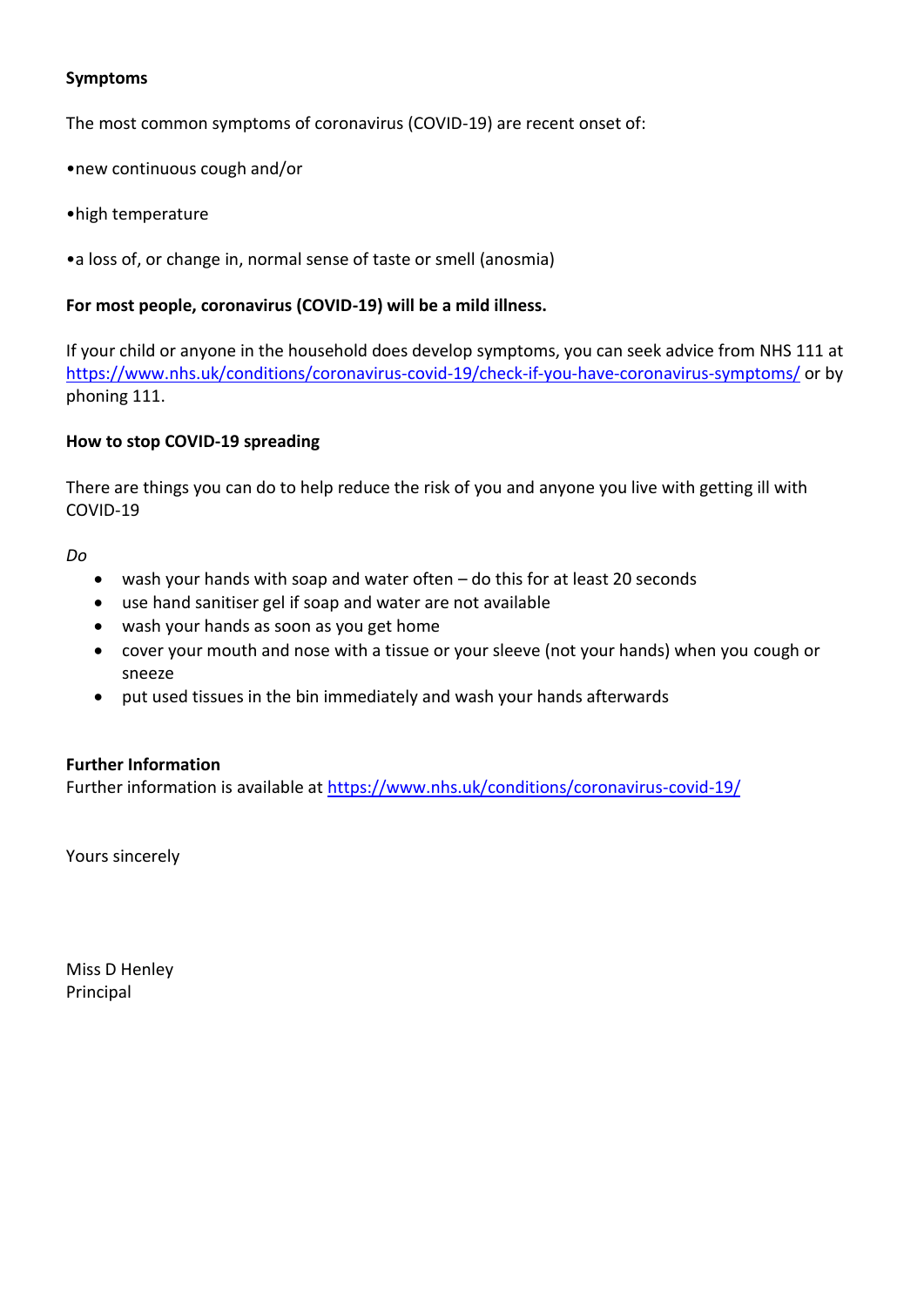**Symptoms**

The most common symptoms of coronavirus (COVID-19) are recent onset of:

•new continuous cough and/or

•high temperature

•a loss of, or change in, normal sense of taste or smell (anosmia)

**For most people, coronavirus (COVID-19) will be a mild illness.**

If your child or anyone in the household does develop symptoms, you can seek advice from NHS 111 at https://www.nhs.uk/conditions/coronavirus-covid-19/check-if-you-have-coronavirus-symptoms/ or by phoning 111.

**How to stop COVID-19 spreading**

There are things you can do to help reduce the risk of you and anyone you live with getting ill with COVID-19

*Do*

- wash your hands with soap and water often – do this for at least 20 seconds
- use hand sanitiser gel if soap and water are not available
- wash your hands as soon as you get home
- cover your mouth and nose with a tissue or your sleeve (not your hands) when you cough or sneeze
- put used tissues in the bin immediately and wash your hands afterwards

**Further Information**

Further information is available at https://www.nhs.uk/conditions/coronavirus-covid-19/

Yours sincerely

Miss D Henley
Principal